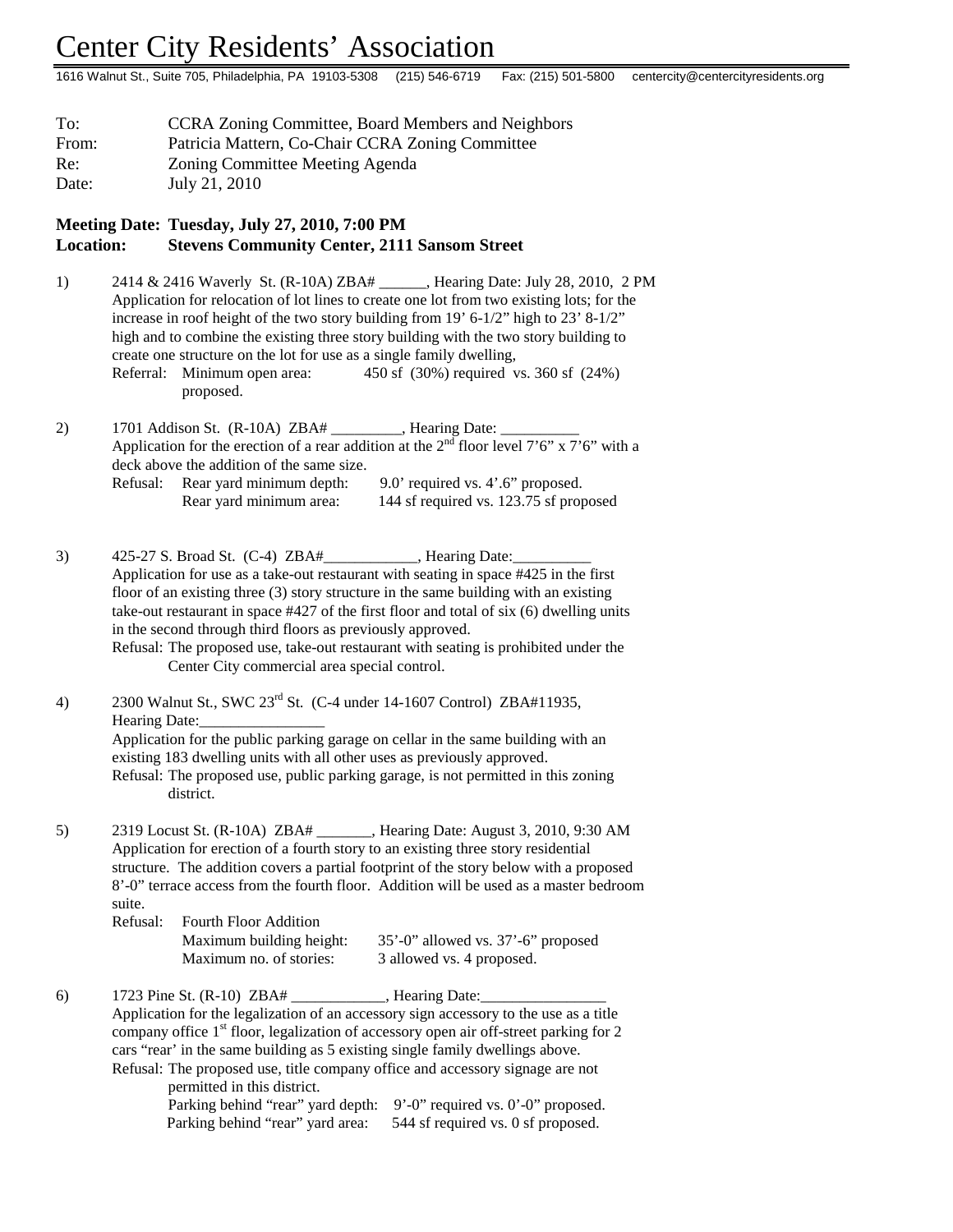# Center City Residents' Association

1616 Walnut St., Suite 705, Philadelphia, PA 19103-5308 (215) 546-6719 Fax: (215) 501-5800 centercity@centercityresidents.org

To: CCRA Zoning Committee, Board Members and Neighbors
From: Patricia Mattern, Co-Chair CCRA Zoning Committee
Re: Zoning Committee Meeting Agenda
Date: July 21, 2010

**Meeting Date: Tuesday, July 27, 2010, 7:00 PM**
**Location: Stevens Community Center, 2111 Sansom Street**

1) 2414 & 2416 Waverly St. (R-10A) ZBA# ______, Hearing Date: July 28, 2010, 2 PM
Application for relocation of lot lines to create one lot from two existing lots; for the increase in roof height of the two story building from 19' 6-1/2" high to 23' 8-1/2" high and to combine the existing three story building with the two story building to create one structure on the lot for use as a single family dwelling,
Referral: Minimum open area: 450 sf (30%) required vs. 360 sf (24%) proposed.

2) 1701 Addison St. (R-10A) ZBA# _________, Hearing Date: __________
Application for the erection of a rear addition at the 2nd floor level 7'6" x 7'6" with a deck above the addition of the same size.
Refusal: Rear yard minimum depth: 9.0' required vs. 4'.6" proposed.
Rear yard minimum area: 144 sf required vs. 123.75 sf proposed

3) 425-27 S. Broad St. (C-4) ZBA#____________, Hearing Date:__________
Application for use as a take-out restaurant with seating in space #425 in the first floor of an existing three (3) story structure in the same building with an existing take-out restaurant in space #427 of the first floor and total of six (6) dwelling units in the second through third floors as previously approved.
Refusal: The proposed use, take-out restaurant with seating is prohibited under the Center City commercial area special control.

4) 2300 Walnut St., SWC 23rd St. (C-4 under 14-1607 Control) ZBA#11935, Hearing Date:________________
Application for the public parking garage on cellar in the same building with an existing 183 dwelling units with all other uses as previously approved.
Refusal: The proposed use, public parking garage, is not permitted in this zoning district.

5) 2319 Locust St. (R-10A) ZBA# _______, Hearing Date: August 3, 2010, 9:30 AM
Application for erection of a fourth story to an existing three story residential structure. The addition covers a partial footprint of the story below with a proposed 8'-0" terrace access from the fourth floor. Addition will be used as a master bedroom suite.
Refusal: Fourth Floor Addition
Maximum building height: 35'-0" allowed vs. 37'-6" proposed
Maximum no. of stories: 3 allowed vs. 4 proposed.

6) 1723 Pine St. (R-10) ZBA# ____________, Hearing Date:________________
Application for the legalization of an accessory sign accessory to the use as a title company office 1st floor, legalization of accessory open air off-street parking for 2 cars "rear' in the same building as 5 existing single family dwellings above.
Refusal: The proposed use, title company office and accessory signage are not permitted in this district.
Parking behind "rear" yard depth: 9'-0" required vs. 0'-0" proposed.
Parking behind "rear" yard area: 544 sf required vs. 0 sf proposed.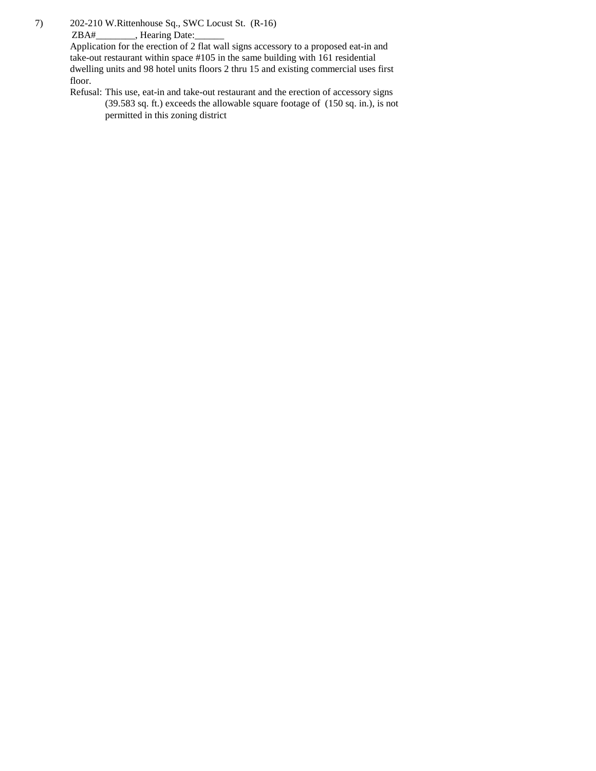7) 202-210 W.Rittenhouse Sq., SWC Locust St. (R-16)

ZBA#________, Hearing Date:______

Application for the erection of 2 flat wall signs accessory to a proposed eat-in and take-out restaurant within space #105 in the same building with 161 residential dwelling units and 98 hotel units floors 2 thru 15 and existing commercial uses first floor.

Refusal: This use, eat-in and take-out restaurant and the erection of accessory signs (39.583 sq. ft.) exceeds the allowable square footage of (150 sq. in.), is not permitted in this zoning district